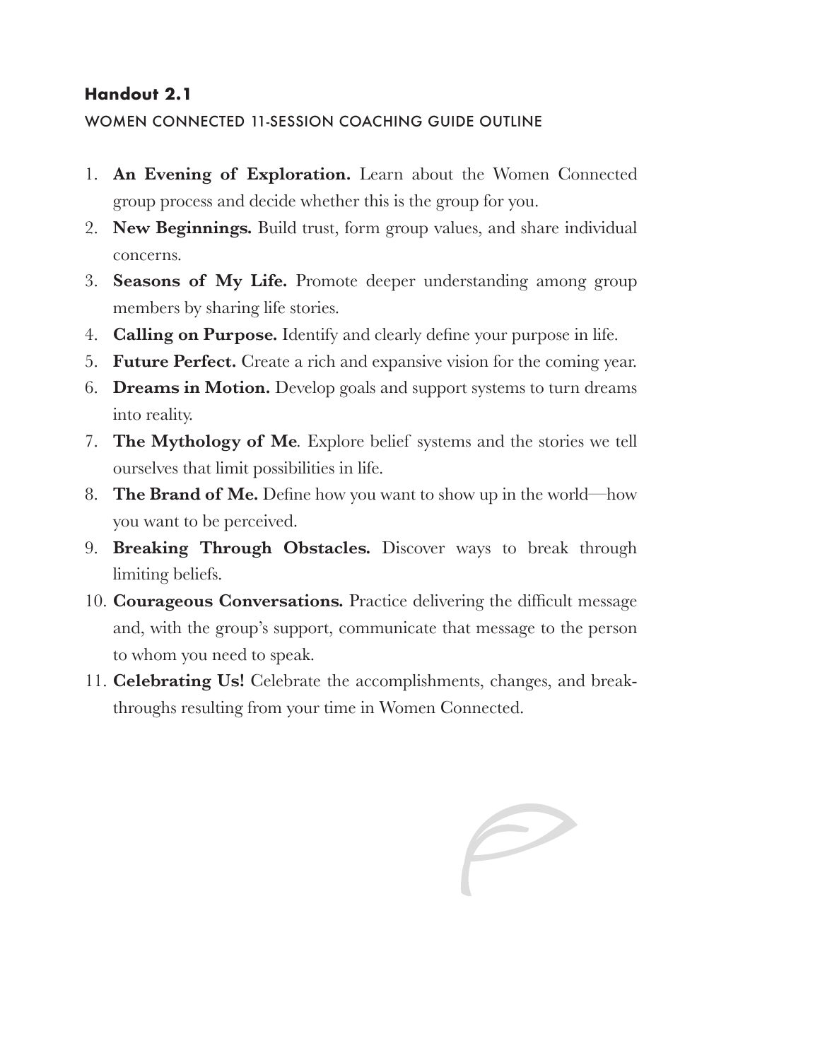## Handout 2.1

WOMEN CONNECTED 11-SESSION COACHING GUIDE OUTLINE

1. **An Evening of Exploration.** Learn about the Women Connected group process and decide whether this is the group for you.
2. **New Beginnings.** Build trust, form group values, and share individual concerns.
3. **Seasons of My Life.** Promote deeper understanding among group members by sharing life stories.
4. **Calling on Purpose.** Identify and clearly define your purpose in life.
5. **Future Perfect.** Create a rich and expansive vision for the coming year.
6. **Dreams in Motion.** Develop goals and support systems to turn dreams into reality.
7. **The Mythology of Me**. Explore belief systems and the stories we tell ourselves that limit possibilities in life.
8. **The Brand of Me.** Define how you want to show up in the world—how you want to be perceived.
9. **Breaking Through Obstacles.** Discover ways to break through limiting beliefs.
10. **Courageous Conversations.** Practice delivering the difficult message and, with the group's support, communicate that message to the person to whom you need to speak.
11. **Celebrating Us!** Celebrate the accomplishments, changes, and breakthroughs resulting from your time in Women Connected.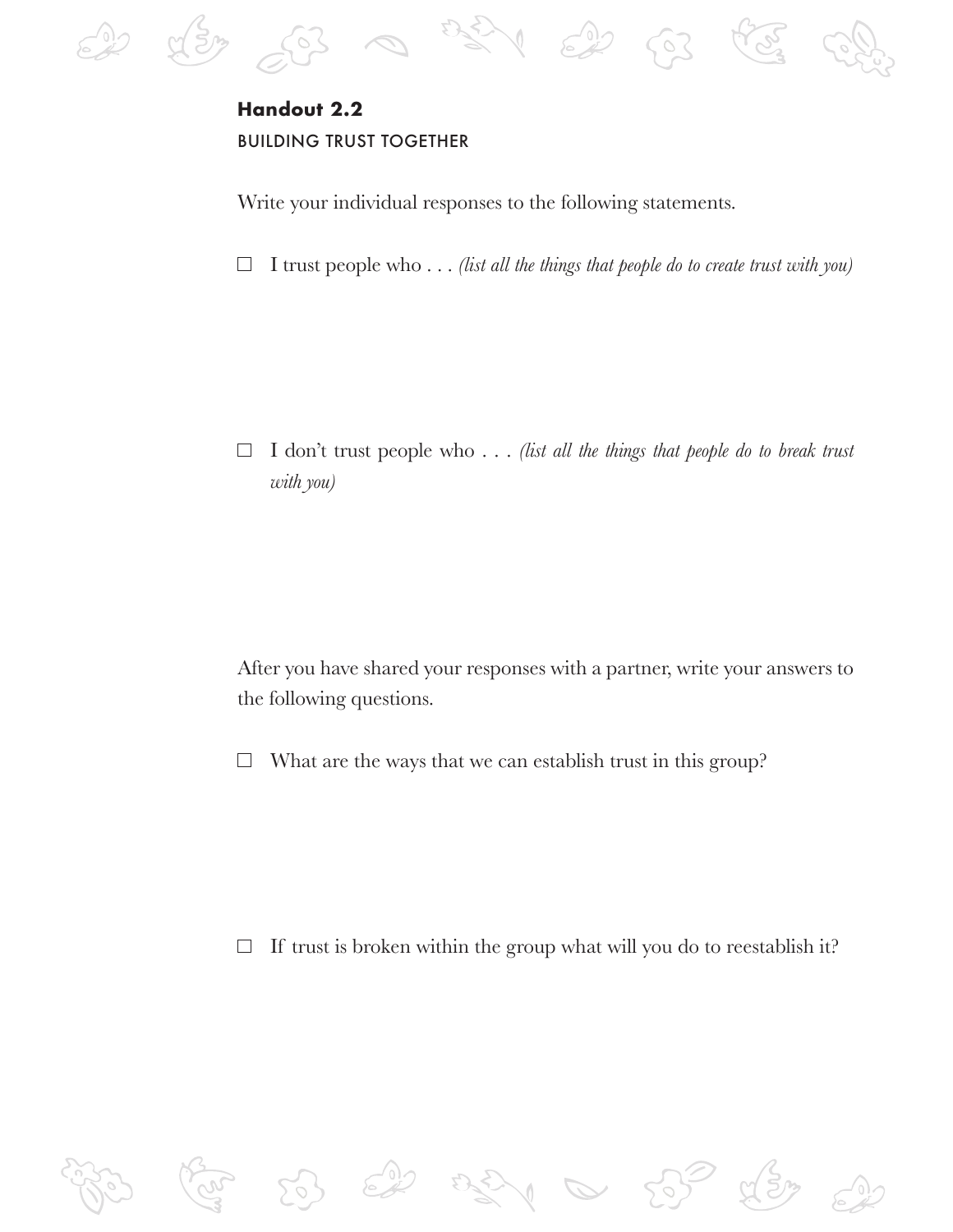## Handout 2.2

BUILDING TRUST TOGETHER

Write your individual responses to the following statements.

- ☐ I trust people who . . . *(list all the things that people do to create trust with you)*

- ☐ I don't trust people who . . . *(list all the things that people do to break trust with you)*

After you have shared your responses with a partner, write your answers to the following questions.

- ☐ What are the ways that we can establish trust in this group?

- ☐ If trust is broken within the group what will you do to reestablish it?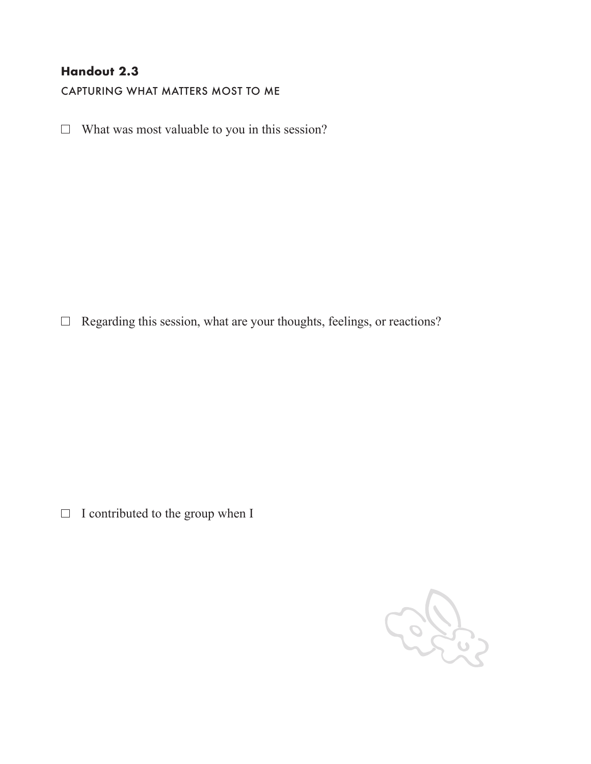**Handout 2.3**

CAPTURING WHAT MATTERS MOST TO ME

☐ What was most valuable to you in this session?

☐ Regarding this session, what are your thoughts, feelings, or reactions?

☐ I contributed to the group when I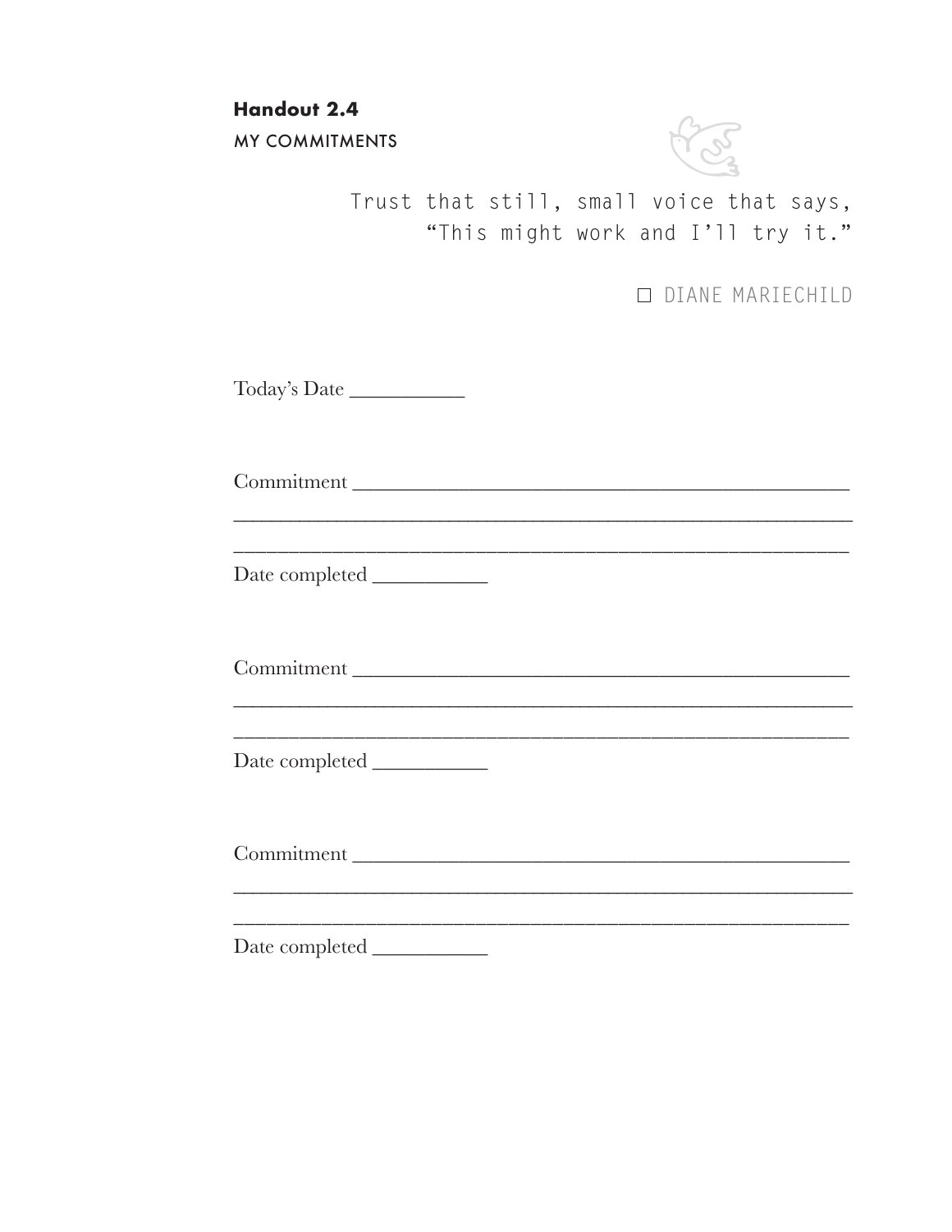**Handout 2.4**

MY COMMITMENTS

> Trust that still, small voice that says,
> "This might work and I'll try it."
>
> ☐ DIANE MARIECHILD

Today's Date ___________

Commitment ________________________________________________

____________________________________________________________

____________________________________________________________

Date completed ___________

Commitment ________________________________________________

____________________________________________________________

____________________________________________________________

Date completed ___________

Commitment ________________________________________________

____________________________________________________________

____________________________________________________________

Date completed ___________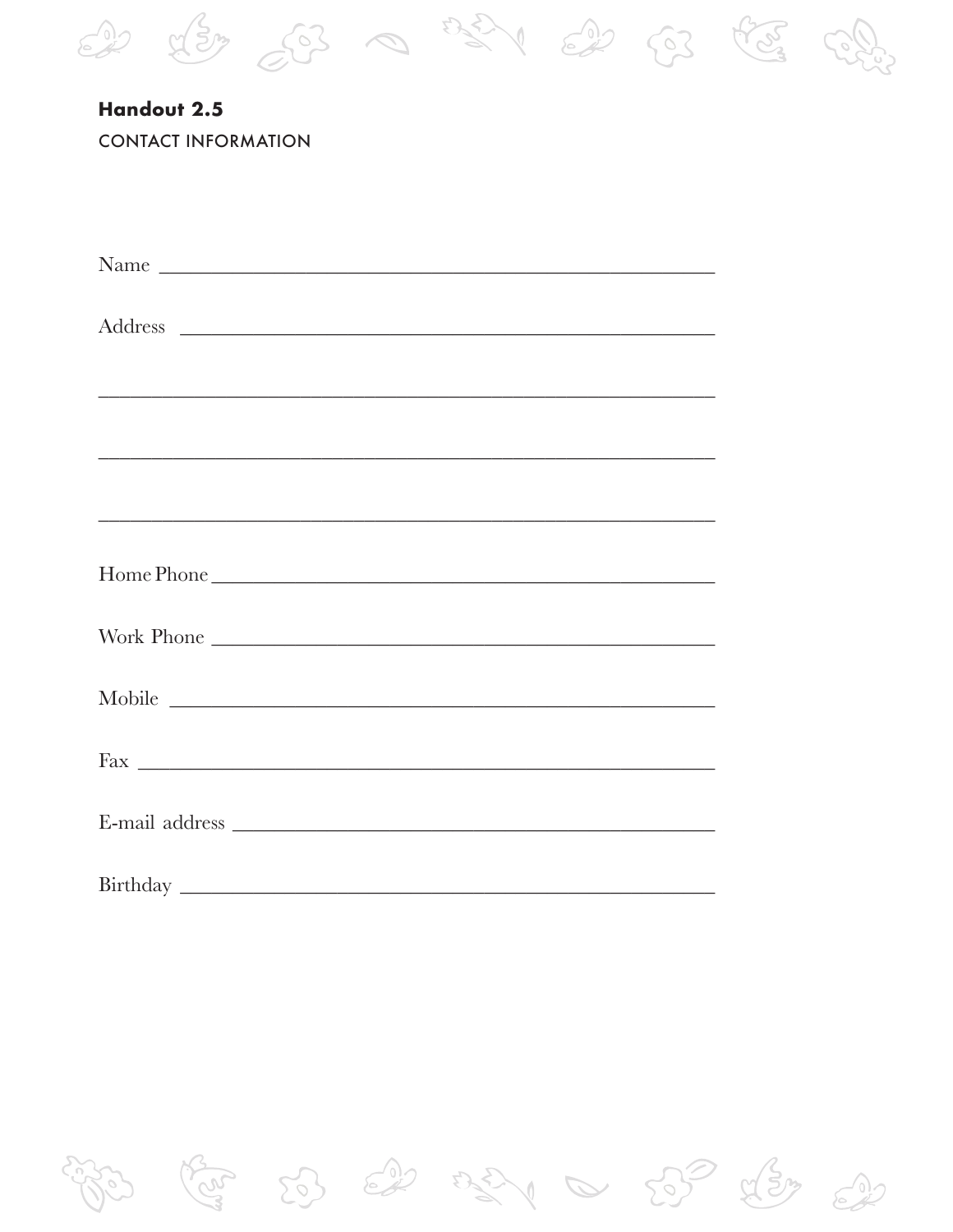**Handout 2.5**

CONTACT INFORMATION

Name ______________________________________________

Address ____________________________________________

____________________________________________________

____________________________________________________

____________________________________________________

Home Phone _________________________________________

Work Phone _________________________________________

Mobile _____________________________________________

Fax ________________________________________________

E-mail address _______________________________________

Birthday ____________________________________________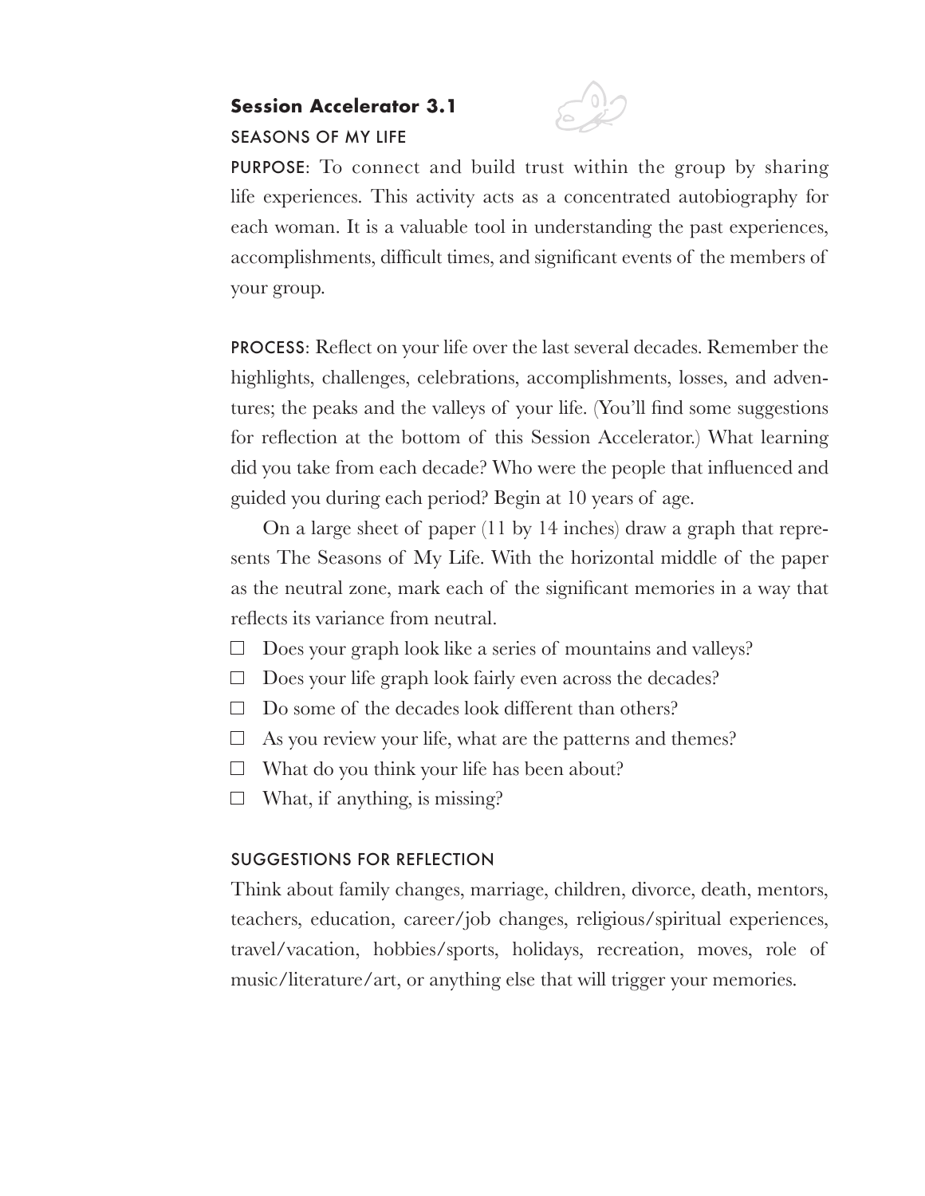### **Session Accelerator 3.1**

SEASONS OF MY LIFE

PURPOSE: To connect and build trust within the group by sharing life experiences. This activity acts as a concentrated autobiography for each woman. It is a valuable tool in understanding the past experiences, accomplishments, difficult times, and significant events of the members of your group.

PROCESS: Reflect on your life over the last several decades. Remember the highlights, challenges, celebrations, accomplishments, losses, and adventures; the peaks and the valleys of your life. (You'll find some suggestions for reflection at the bottom of this Session Accelerator.) What learning did you take from each decade? Who were the people that influenced and guided you during each period? Begin at 10 years of age.

On a large sheet of paper (11 by 14 inches) draw a graph that represents The Seasons of My Life. With the horizontal middle of the paper as the neutral zone, mark each of the significant memories in a way that reflects its variance from neutral.

- ☐ Does your graph look like a series of mountains and valleys?
- ☐ Does your life graph look fairly even across the decades?
- ☐ Do some of the decades look different than others?
- ☐ As you review your life, what are the patterns and themes?
- ☐ What do you think your life has been about?
- ☐ What, if anything, is missing?

#### SUGGESTIONS FOR REFLECTION

Think about family changes, marriage, children, divorce, death, mentors, teachers, education, career/job changes, religious/spiritual experiences, travel/vacation, hobbies/sports, holidays, recreation, moves, role of music/literature/art, or anything else that will trigger your memories.